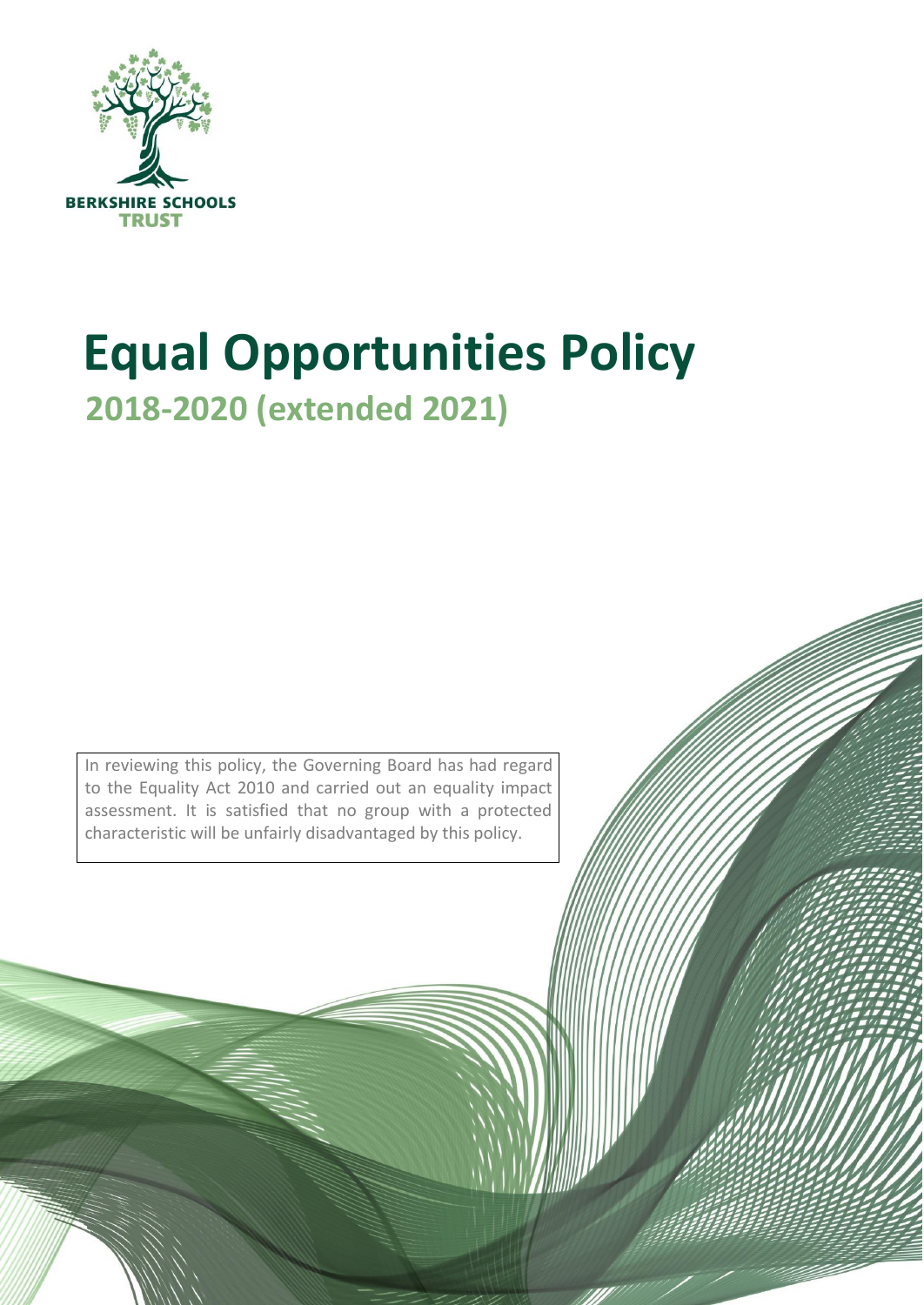BERKSHIRE SCHOOLS TRUST

# Equal Opportunities Policy

## 2018-2020 (extended 2021)

In reviewing this policy, the Governing Board has had regard to the Equality Act 2010 and carried out an equality impact assessment. It is satisfied that no group with a protected characteristic will be unfairly disadvantaged by this policy.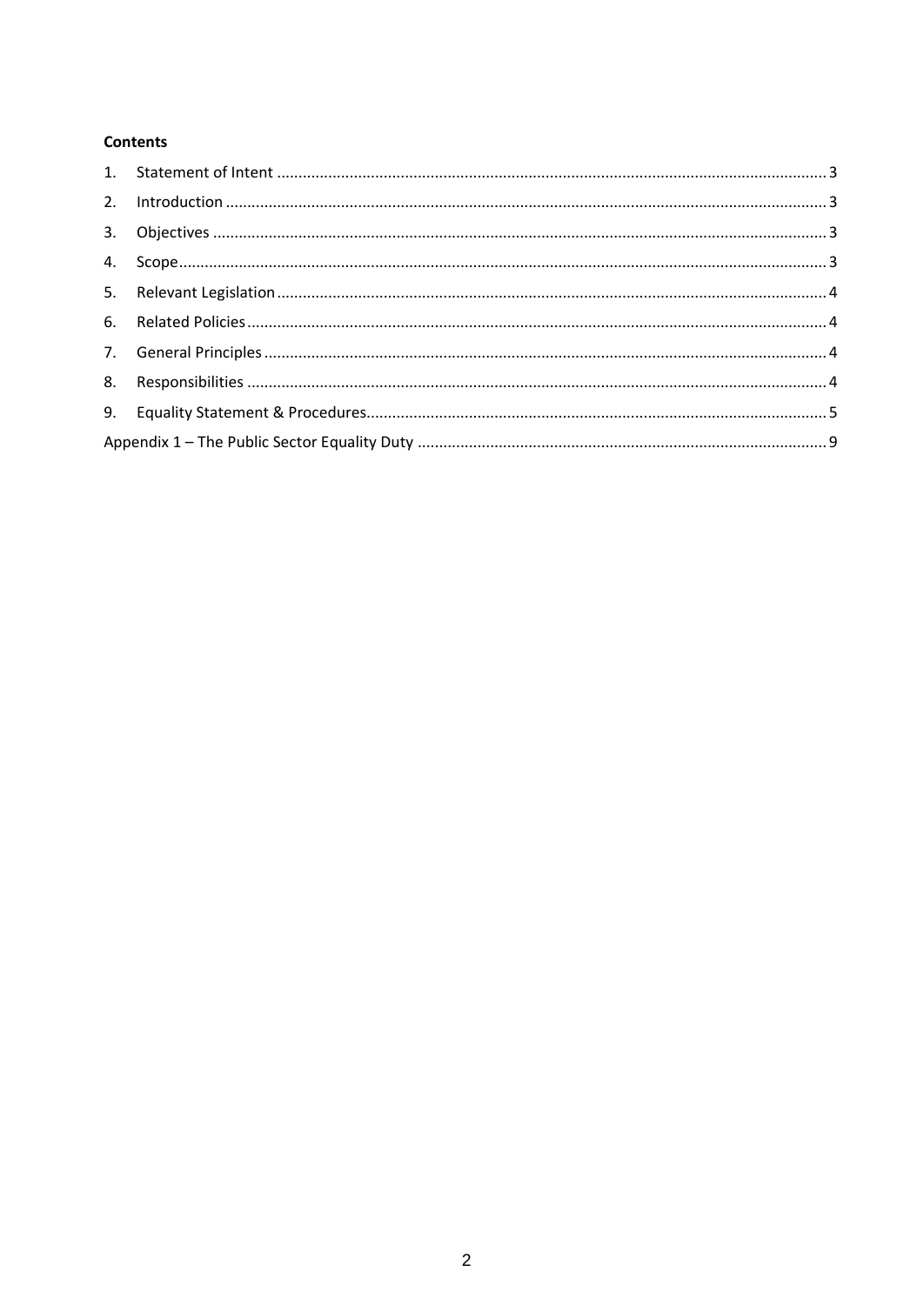**Contents**

1. Statement of Intent ........................................................................................................................ 3
2. Introduction .................................................................................................................................. 3
3. Objectives ..................................................................................................................................... 3
4. Scope ............................................................................................................................................. 3
5. Relevant Legislation ...................................................................................................................... 4
6. Related Policies ............................................................................................................................. 4
7. General Principles ......................................................................................................................... 4
8. Responsibilities ............................................................................................................................. 4
9. Equality Statement & Procedures ................................................................................................. 5

Appendix 1 – The Public Sector Equality Duty ................................................................................. 9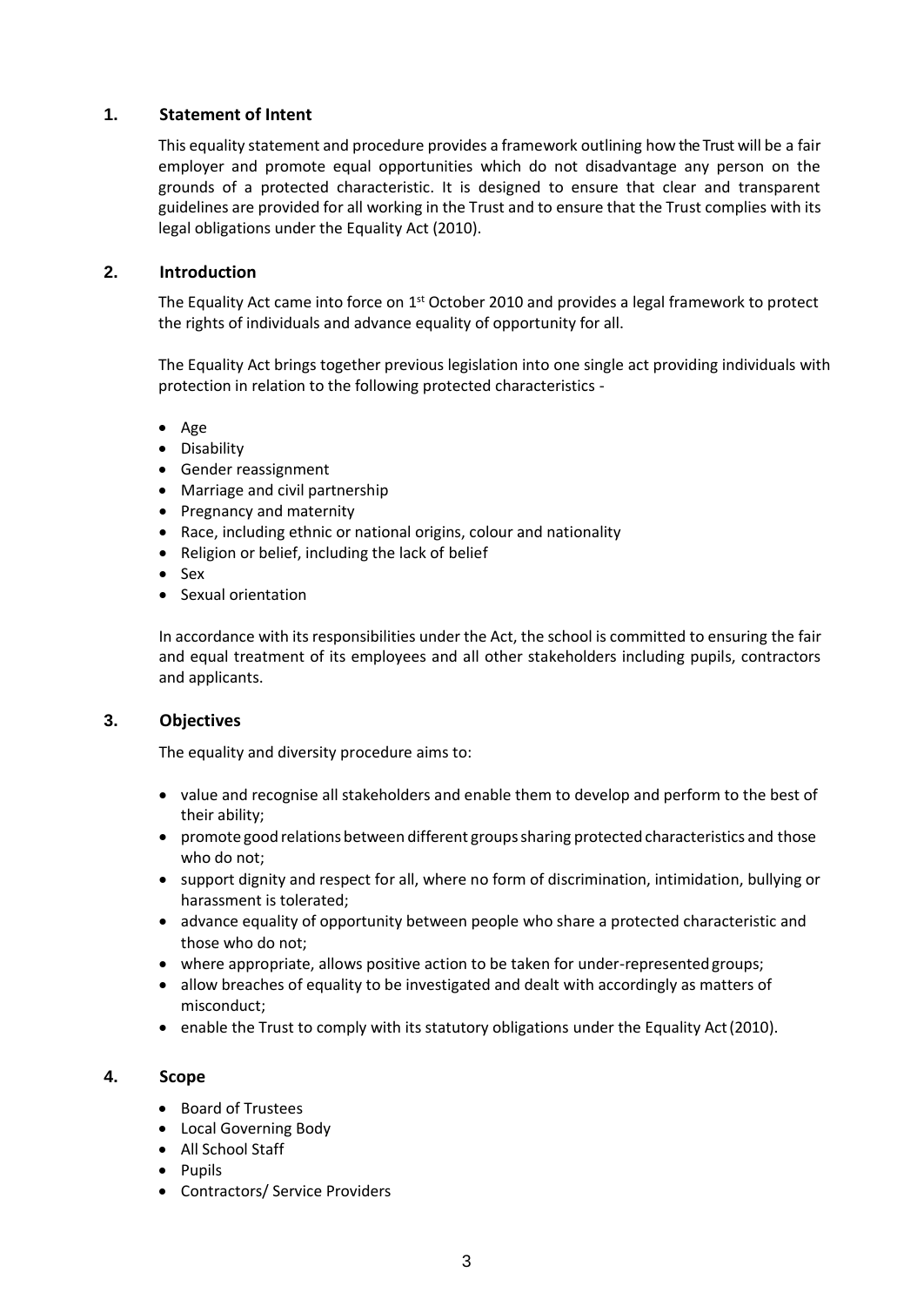## 1. Statement of Intent

This equality statement and procedure provides a framework outlining how the Trust will be a fair employer and promote equal opportunities which do not disadvantage any person on the grounds of a protected characteristic. It is designed to ensure that clear and transparent guidelines are provided for all working in the Trust and to ensure that the Trust complies with its legal obligations under the Equality Act (2010).

## 2. Introduction

The Equality Act came into force on 1st October 2010 and provides a legal framework to protect the rights of individuals and advance equality of opportunity for all.

The Equality Act brings together previous legislation into one single act providing individuals with protection in relation to the following protected characteristics -

- Age
- Disability
- Gender reassignment
- Marriage and civil partnership
- Pregnancy and maternity
- Race, including ethnic or national origins, colour and nationality
- Religion or belief, including the lack of belief
- Sex
- Sexual orientation

In accordance with its responsibilities under the Act, the school is committed to ensuring the fair and equal treatment of its employees and all other stakeholders including pupils, contractors and applicants.

## 3. Objectives

The equality and diversity procedure aims to:

- value and recognise all stakeholders and enable them to develop and perform to the best of their ability;
- promote good relations between different groups sharing protected characteristics and those who do not;
- support dignity and respect for all, where no form of discrimination, intimidation, bullying or harassment is tolerated;
- advance equality of opportunity between people who share a protected characteristic and those who do not;
- where appropriate, allows positive action to be taken for under-represented groups;
- allow breaches of equality to be investigated and dealt with accordingly as matters of misconduct;
- enable the Trust to comply with its statutory obligations under the Equality Act (2010).

## 4. Scope

- Board of Trustees
- Local Governing Body
- All School Staff
- Pupils
- Contractors/ Service Providers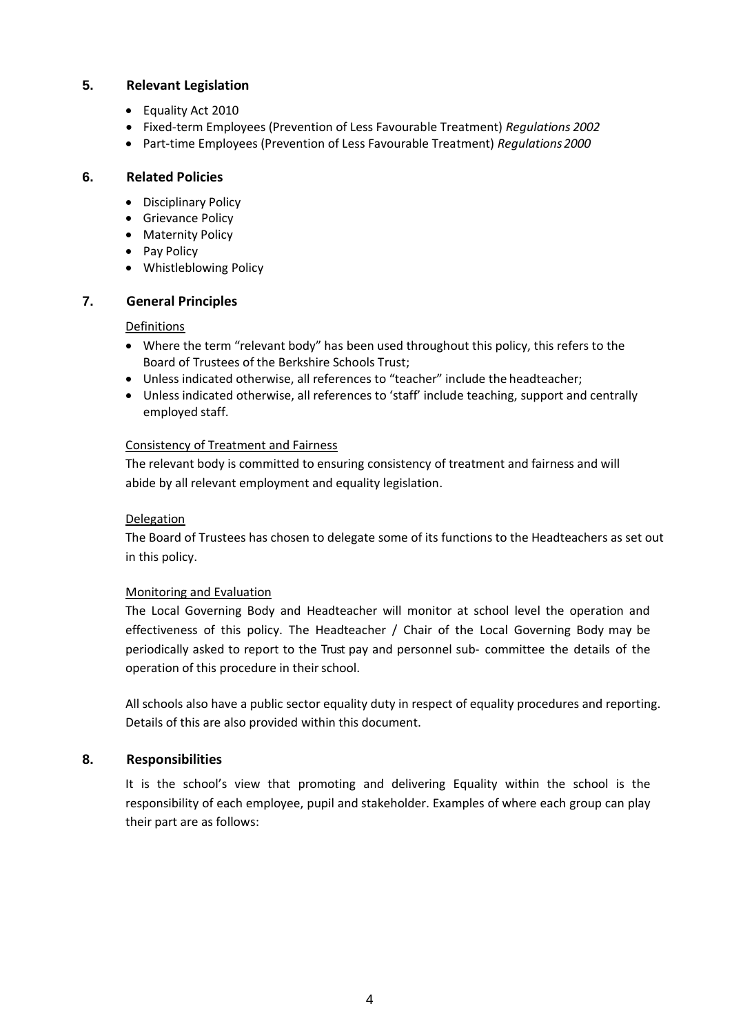## 5. Relevant Legislation

- Equality Act 2010
- Fixed-term Employees (Prevention of Less Favourable Treatment) *Regulations 2002*
- Part-time Employees (Prevention of Less Favourable Treatment) *Regulations 2000*

## 6. Related Policies

- Disciplinary Policy
- Grievance Policy
- Maternity Policy
- Pay Policy
- Whistleblowing Policy

## 7. General Principles

<u>Definitions</u>

- Where the term "relevant body" has been used throughout this policy, this refers to the Board of Trustees of the Berkshire Schools Trust;
- Unless indicated otherwise, all references to "teacher" include the headteacher;
- Unless indicated otherwise, all references to 'staff' include teaching, support and centrally employed staff.

<u>Consistency of Treatment and Fairness</u>

The relevant body is committed to ensuring consistency of treatment and fairness and will abide by all relevant employment and equality legislation.

<u>Delegation</u>

The Board of Trustees has chosen to delegate some of its functions to the Headteachers as set out in this policy.

<u>Monitoring and Evaluation</u>

The Local Governing Body and Headteacher will monitor at school level the operation and effectiveness of this policy. The Headteacher / Chair of the Local Governing Body may be periodically asked to report to the Trust pay and personnel sub- committee the details of the operation of this procedure in their school.

All schools also have a public sector equality duty in respect of equality procedures and reporting. Details of this are also provided within this document.

## 8. Responsibilities

It is the school's view that promoting and delivering Equality within the school is the responsibility of each employee, pupil and stakeholder. Examples of where each group can play their part are as follows: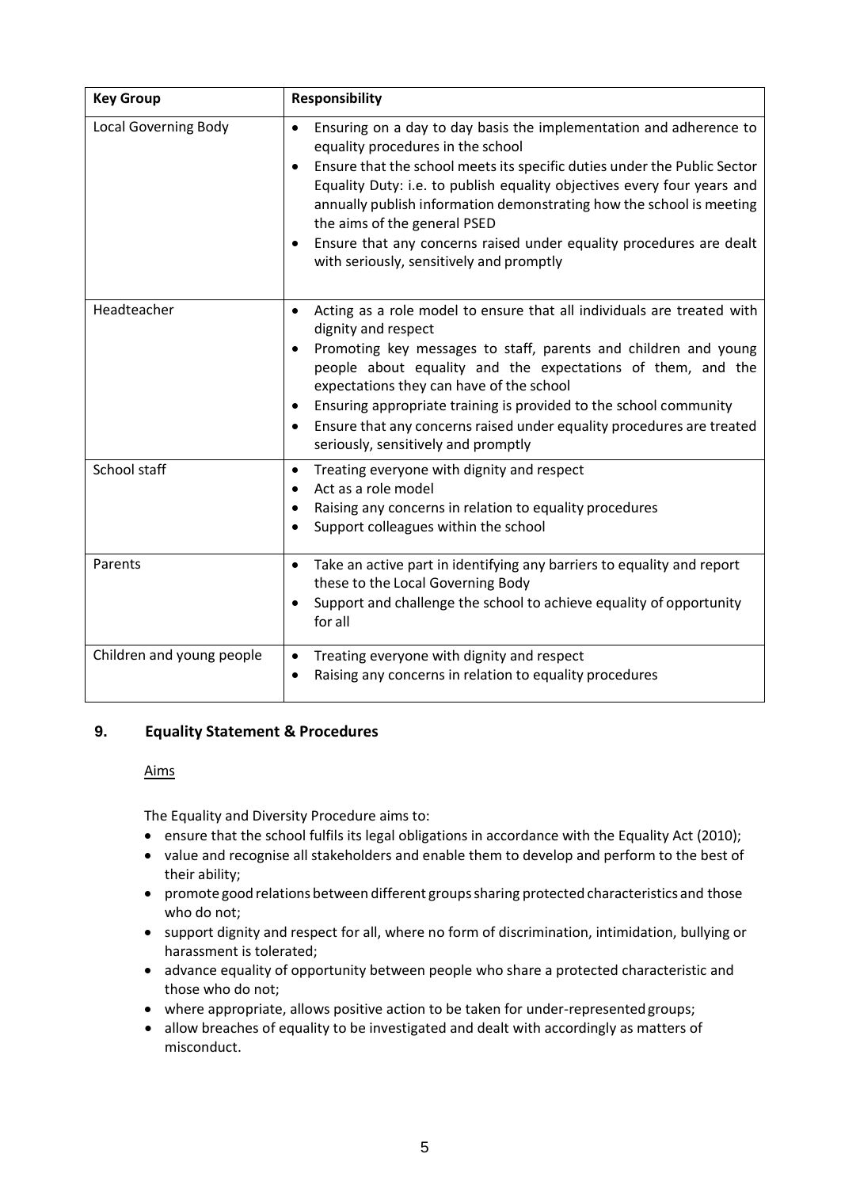| Key Group | Responsibility |
| --- | --- |
| Local Governing Body | • Ensuring on a day to day basis the implementation and adherence to equality procedures in the school<br>• Ensure that the school meets its specific duties under the Public Sector Equality Duty: i.e. to publish equality objectives every four years and annually publish information demonstrating how the school is meeting the aims of the general PSED<br>• Ensure that any concerns raised under equality procedures are dealt with seriously, sensitively and promptly |
| Headteacher | • Acting as a role model to ensure that all individuals are treated with dignity and respect<br>• Promoting key messages to staff, parents and children and young people about equality and the expectations of them, and the expectations they can have of the school<br>• Ensuring appropriate training is provided to the school community<br>• Ensure that any concerns raised under equality procedures are treated seriously, sensitively and promptly |
| School staff | • Treating everyone with dignity and respect<br>• Act as a role model<br>• Raising any concerns in relation to equality procedures<br>• Support colleagues within the school |
| Parents | • Take an active part in identifying any barriers to equality and report these to the Local Governing Body<br>• Support and challenge the school to achieve equality of opportunity for all |
| Children and young people | • Treating everyone with dignity and respect<br>• Raising any concerns in relation to equality procedures |

## 9. Equality Statement & Procedures

Aims

The Equality and Diversity Procedure aims to:

- ensure that the school fulfils its legal obligations in accordance with the Equality Act (2010);
- value and recognise all stakeholders and enable them to develop and perform to the best of their ability;
- promote good relations between different groups sharing protected characteristics and those who do not;
- support dignity and respect for all, where no form of discrimination, intimidation, bullying or harassment is tolerated;
- advance equality of opportunity between people who share a protected characteristic and those who do not;
- where appropriate, allows positive action to be taken for under-represented groups;
- allow breaches of equality to be investigated and dealt with accordingly as matters of misconduct.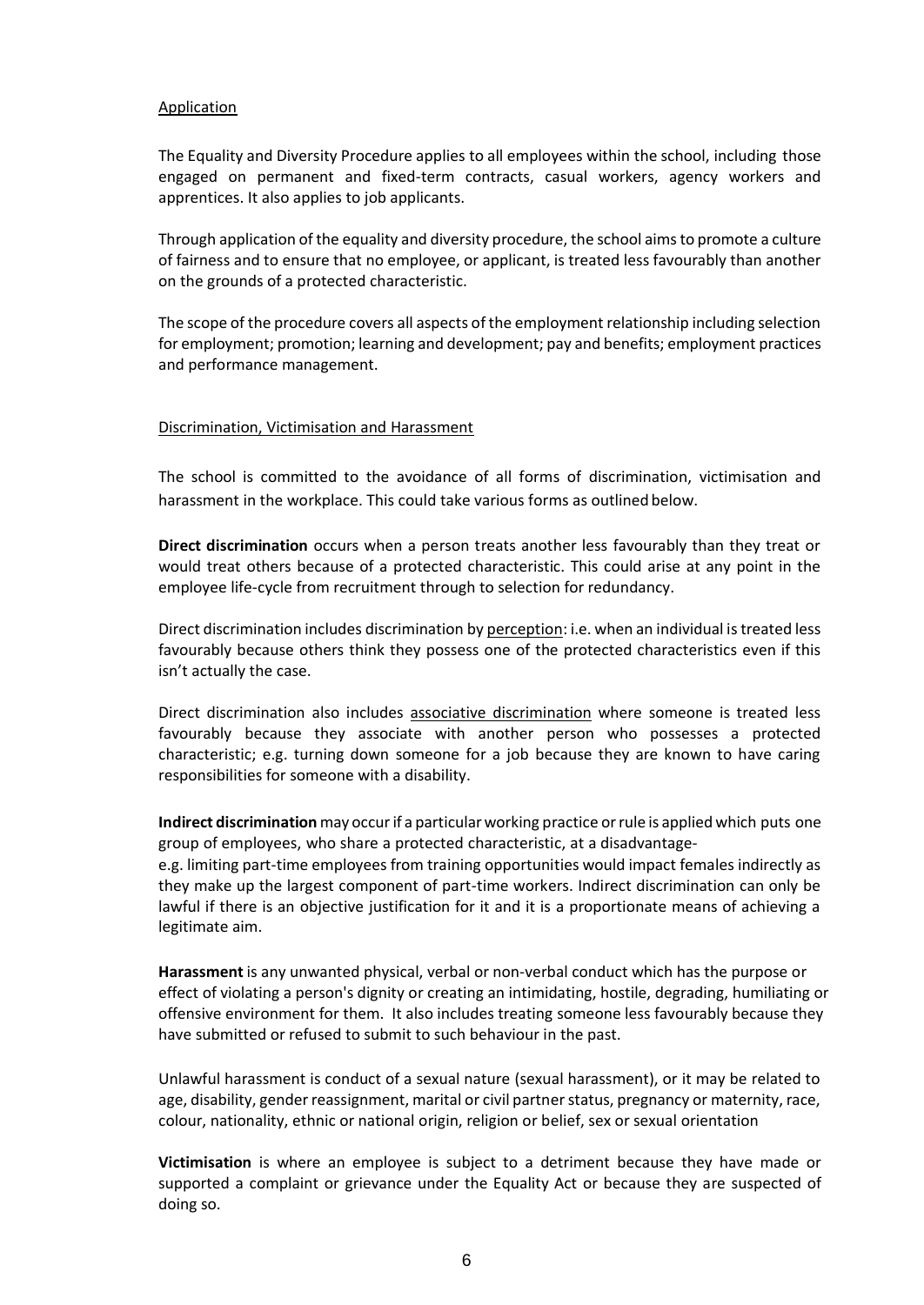## Application

The Equality and Diversity Procedure applies to all employees within the school, including those engaged on permanent and fixed-term contracts, casual workers, agency workers and apprentices. It also applies to job applicants.

Through application of the equality and diversity procedure, the school aims to promote a culture of fairness and to ensure that no employee, or applicant, is treated less favourably than another on the grounds of a protected characteristic.

The scope of the procedure covers all aspects of the employment relationship including selection for employment; promotion; learning and development; pay and benefits; employment practices and performance management.

## Discrimination, Victimisation and Harassment

The school is committed to the avoidance of all forms of discrimination, victimisation and harassment in the workplace. This could take various forms as outlined below.

**Direct discrimination** occurs when a person treats another less favourably than they treat or would treat others because of a protected characteristic. This could arise at any point in the employee life-cycle from recruitment through to selection for redundancy.

Direct discrimination includes discrimination by perception: i.e. when an individual is treated less favourably because others think they possess one of the protected characteristics even if this isn't actually the case.

Direct discrimination also includes associative discrimination where someone is treated less favourably because they associate with another person who possesses a protected characteristic; e.g. turning down someone for a job because they are known to have caring responsibilities for someone with a disability.

**Indirect discrimination** may occur if a particular working practice or rule is applied which puts one group of employees, who share a protected characteristic, at a disadvantage-
e.g. limiting part-time employees from training opportunities would impact females indirectly as they make up the largest component of part-time workers. Indirect discrimination can only be lawful if there is an objective justification for it and it is a proportionate means of achieving a legitimate aim.

**Harassment** is any unwanted physical, verbal or non-verbal conduct which has the purpose or effect of violating a person's dignity or creating an intimidating, hostile, degrading, humiliating or offensive environment for them. It also includes treating someone less favourably because they have submitted or refused to submit to such behaviour in the past.

Unlawful harassment is conduct of a sexual nature (sexual harassment), or it may be related to age, disability, gender reassignment, marital or civil partner status, pregnancy or maternity, race, colour, nationality, ethnic or national origin, religion or belief, sex or sexual orientation

**Victimisation** is where an employee is subject to a detriment because they have made or supported a complaint or grievance under the Equality Act or because they are suspected of doing so.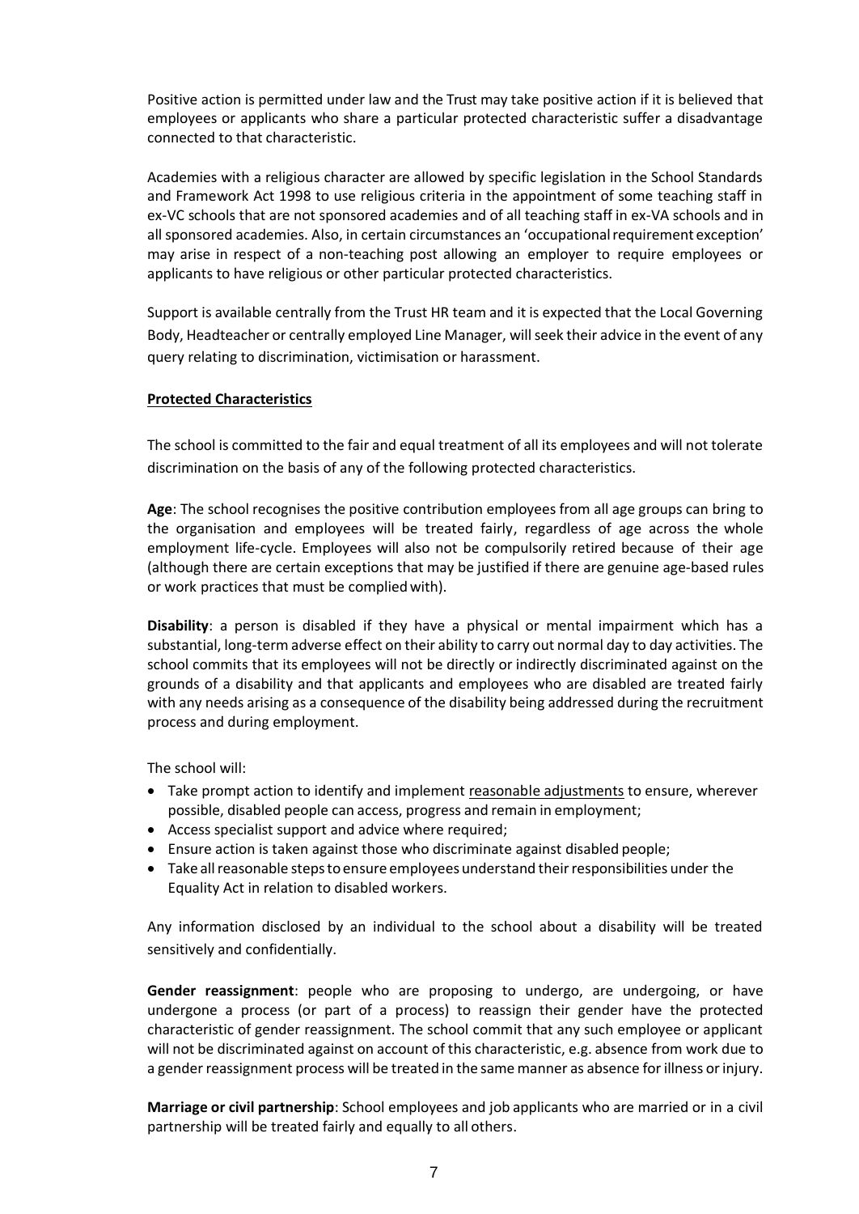Positive action is permitted under law and the Trust may take positive action if it is believed that employees or applicants who share a particular protected characteristic suffer a disadvantage connected to that characteristic.

Academies with a religious character are allowed by specific legislation in the School Standards and Framework Act 1998 to use religious criteria in the appointment of some teaching staff in ex-VC schools that are not sponsored academies and of all teaching staff in ex-VA schools and in all sponsored academies. Also, in certain circumstances an 'occupational requirement exception' may arise in respect of a non-teaching post allowing an employer to require employees or applicants to have religious or other particular protected characteristics.

Support is available centrally from the Trust HR team and it is expected that the Local Governing Body, Headteacher or centrally employed Line Manager, will seek their advice in the event of any query relating to discrimination, victimisation or harassment.

## Protected Characteristics

The school is committed to the fair and equal treatment of all its employees and will not tolerate discrimination on the basis of any of the following protected characteristics.

**Age**: The school recognises the positive contribution employees from all age groups can bring to the organisation and employees will be treated fairly, regardless of age across the whole employment life-cycle. Employees will also not be compulsorily retired because of their age (although there are certain exceptions that may be justified if there are genuine age-based rules or work practices that must be complied with).

**Disability**: a person is disabled if they have a physical or mental impairment which has a substantial, long-term adverse effect on their ability to carry out normal day to day activities. The school commits that its employees will not be directly or indirectly discriminated against on the grounds of a disability and that applicants and employees who are disabled are treated fairly with any needs arising as a consequence of the disability being addressed during the recruitment process and during employment.

The school will:

- Take prompt action to identify and implement reasonable adjustments to ensure, wherever possible, disabled people can access, progress and remain in employment;
- Access specialist support and advice where required;
- Ensure action is taken against those who discriminate against disabled people;
- Take all reasonable steps to ensure employees understand their responsibilities under the Equality Act in relation to disabled workers.

Any information disclosed by an individual to the school about a disability will be treated sensitively and confidentially.

**Gender reassignment**: people who are proposing to undergo, are undergoing, or have undergone a process (or part of a process) to reassign their gender have the protected characteristic of gender reassignment. The school commit that any such employee or applicant will not be discriminated against on account of this characteristic, e.g. absence from work due to a gender reassignment process will be treated in the same manner as absence for illness or injury.

**Marriage or civil partnership**: School employees and job applicants who are married or in a civil partnership will be treated fairly and equally to all others.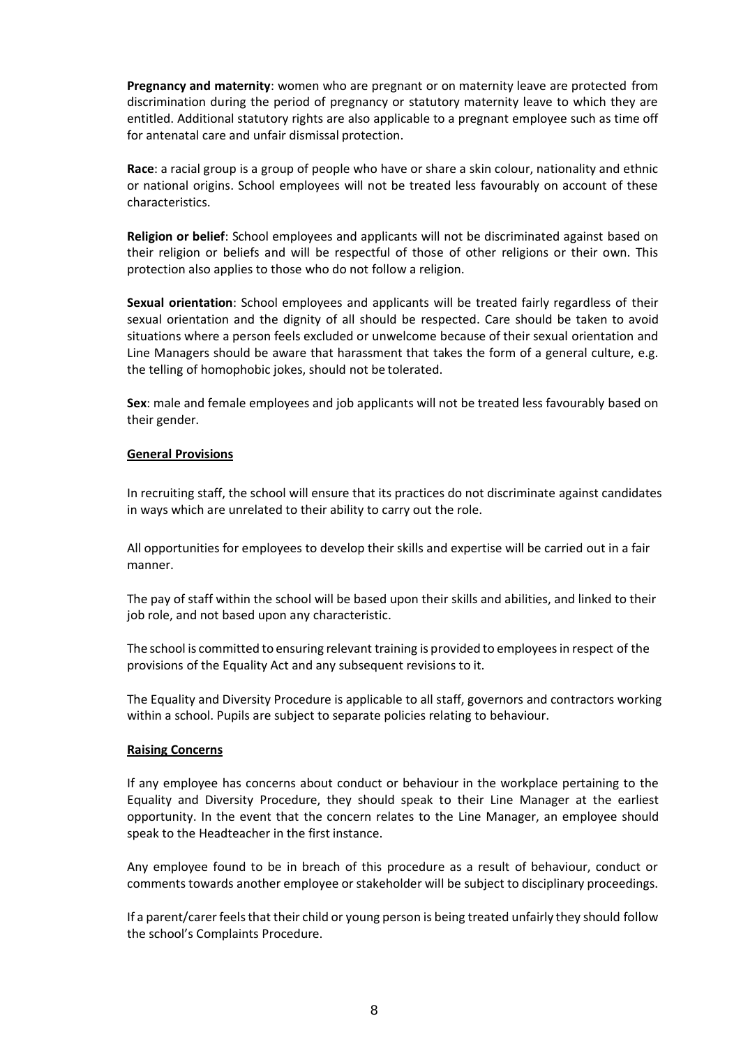**Pregnancy and maternity**: women who are pregnant or on maternity leave are protected from discrimination during the period of pregnancy or statutory maternity leave to which they are entitled. Additional statutory rights are also applicable to a pregnant employee such as time off for antenatal care and unfair dismissal protection.

**Race**: a racial group is a group of people who have or share a skin colour, nationality and ethnic or national origins. School employees will not be treated less favourably on account of these characteristics.

**Religion or belief**: School employees and applicants will not be discriminated against based on their religion or beliefs and will be respectful of those of other religions or their own. This protection also applies to those who do not follow a religion.

**Sexual orientation**: School employees and applicants will be treated fairly regardless of their sexual orientation and the dignity of all should be respected. Care should be taken to avoid situations where a person feels excluded or unwelcome because of their sexual orientation and Line Managers should be aware that harassment that takes the form of a general culture, e.g. the telling of homophobic jokes, should not be tolerated.

**Sex**: male and female employees and job applicants will not be treated less favourably based on their gender.

**General Provisions**

In recruiting staff, the school will ensure that its practices do not discriminate against candidates in ways which are unrelated to their ability to carry out the role.

All opportunities for employees to develop their skills and expertise will be carried out in a fair manner.

The pay of staff within the school will be based upon their skills and abilities, and linked to their job role, and not based upon any characteristic.

The school is committed to ensuring relevant training is provided to employees in respect of the provisions of the Equality Act and any subsequent revisions to it.

The Equality and Diversity Procedure is applicable to all staff, governors and contractors working within a school. Pupils are subject to separate policies relating to behaviour.

**Raising Concerns**

If any employee has concerns about conduct or behaviour in the workplace pertaining to the Equality and Diversity Procedure, they should speak to their Line Manager at the earliest opportunity. In the event that the concern relates to the Line Manager, an employee should speak to the Headteacher in the first instance.

Any employee found to be in breach of this procedure as a result of behaviour, conduct or comments towards another employee or stakeholder will be subject to disciplinary proceedings.

If a parent/carer feels that their child or young person is being treated unfairly they should follow the school's Complaints Procedure.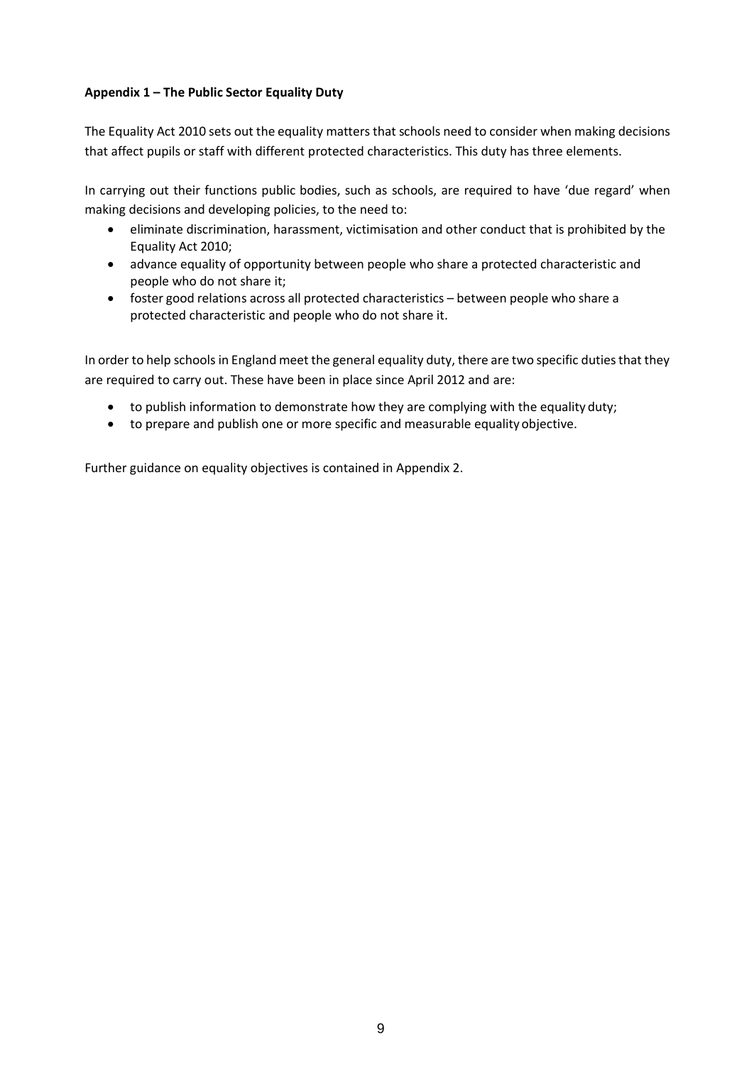**Appendix 1 – The Public Sector Equality Duty**

The Equality Act 2010 sets out the equality matters that schools need to consider when making decisions that affect pupils or staff with different protected characteristics. This duty has three elements.

In carrying out their functions public bodies, such as schools, are required to have 'due regard' when making decisions and developing policies, to the need to:

- eliminate discrimination, harassment, victimisation and other conduct that is prohibited by the Equality Act 2010;
- advance equality of opportunity between people who share a protected characteristic and people who do not share it;
- foster good relations across all protected characteristics – between people who share a protected characteristic and people who do not share it.

In order to help schools in England meet the general equality duty, there are two specific duties that they are required to carry out. These have been in place since April 2012 and are:

- to publish information to demonstrate how they are complying with the equality duty;
- to prepare and publish one or more specific and measurable equality objective.

Further guidance on equality objectives is contained in Appendix 2.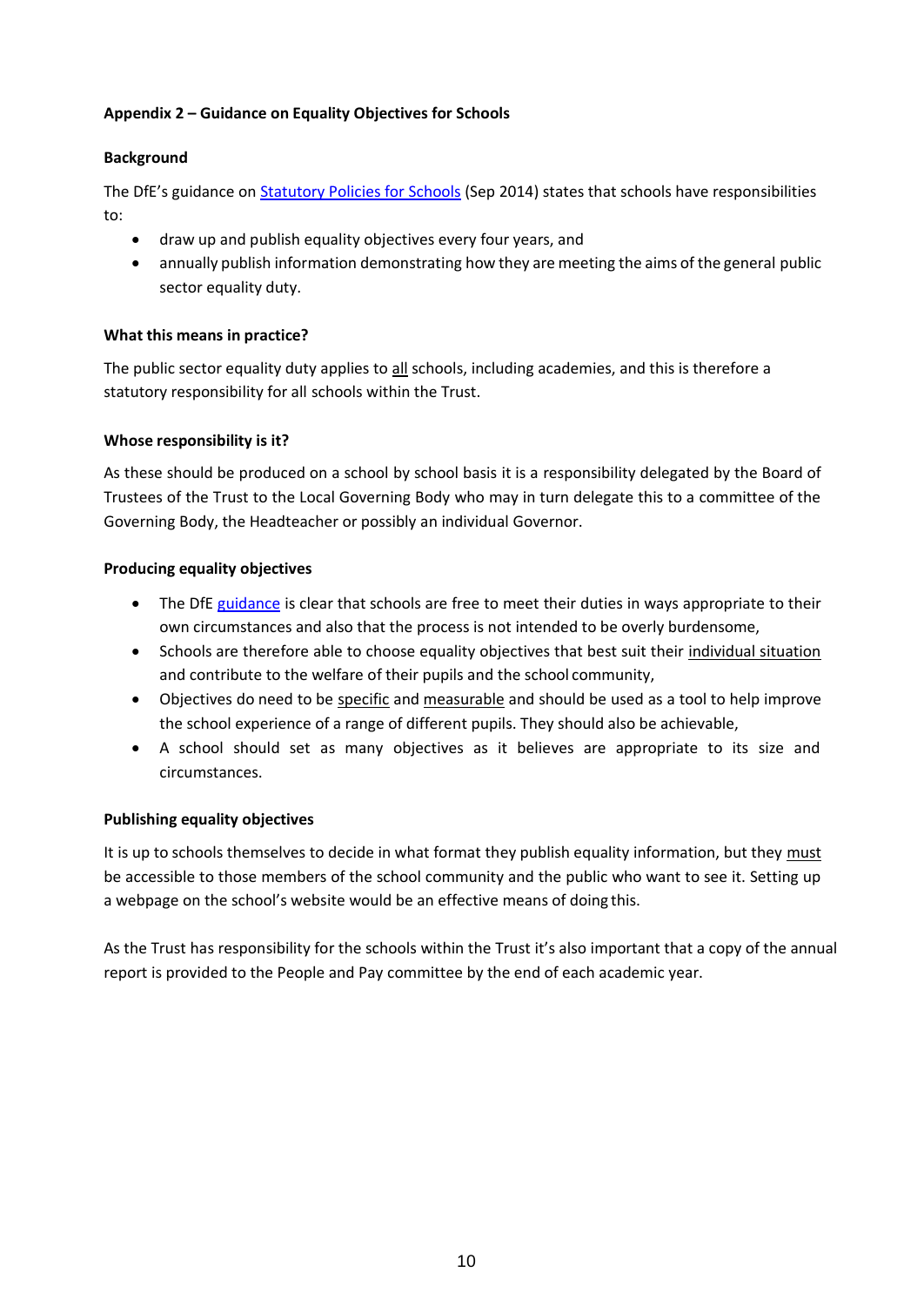**Appendix 2 – Guidance on Equality Objectives for Schools**

**Background**

The DfE's guidance on [Statutory Policies for Schools](#) (Sep 2014) states that schools have responsibilities to:

- draw up and publish equality objectives every four years, and
- annually publish information demonstrating how they are meeting the aims of the general public sector equality duty.

**What this means in practice?**

The public sector equality duty applies to <u>all</u> schools, including academies, and this is therefore a statutory responsibility for all schools within the Trust.

**Whose responsibility is it?**

As these should be produced on a school by school basis it is a responsibility delegated by the Board of Trustees of the Trust to the Local Governing Body who may in turn delegate this to a committee of the Governing Body, the Headteacher or possibly an individual Governor.

**Producing equality objectives**

- The DfE [guidance](#) is clear that schools are free to meet their duties in ways appropriate to their own circumstances and also that the process is not intended to be overly burdensome,
- Schools are therefore able to choose equality objectives that best suit their <u>individual situation</u> and contribute to the welfare of their pupils and the school community,
- Objectives do need to be <u>specific</u> and <u>measurable</u> and should be used as a tool to help improve the school experience of a range of different pupils. They should also be achievable,
- A school should set as many objectives as it believes are appropriate to its size and circumstances.

**Publishing equality objectives**

It is up to schools themselves to decide in what format they publish equality information, but they <u>must</u> be accessible to those members of the school community and the public who want to see it. Setting up a webpage on the school's website would be an effective means of doing this.

As the Trust has responsibility for the schools within the Trust it's also important that a copy of the annual report is provided to the People and Pay committee by the end of each academic year.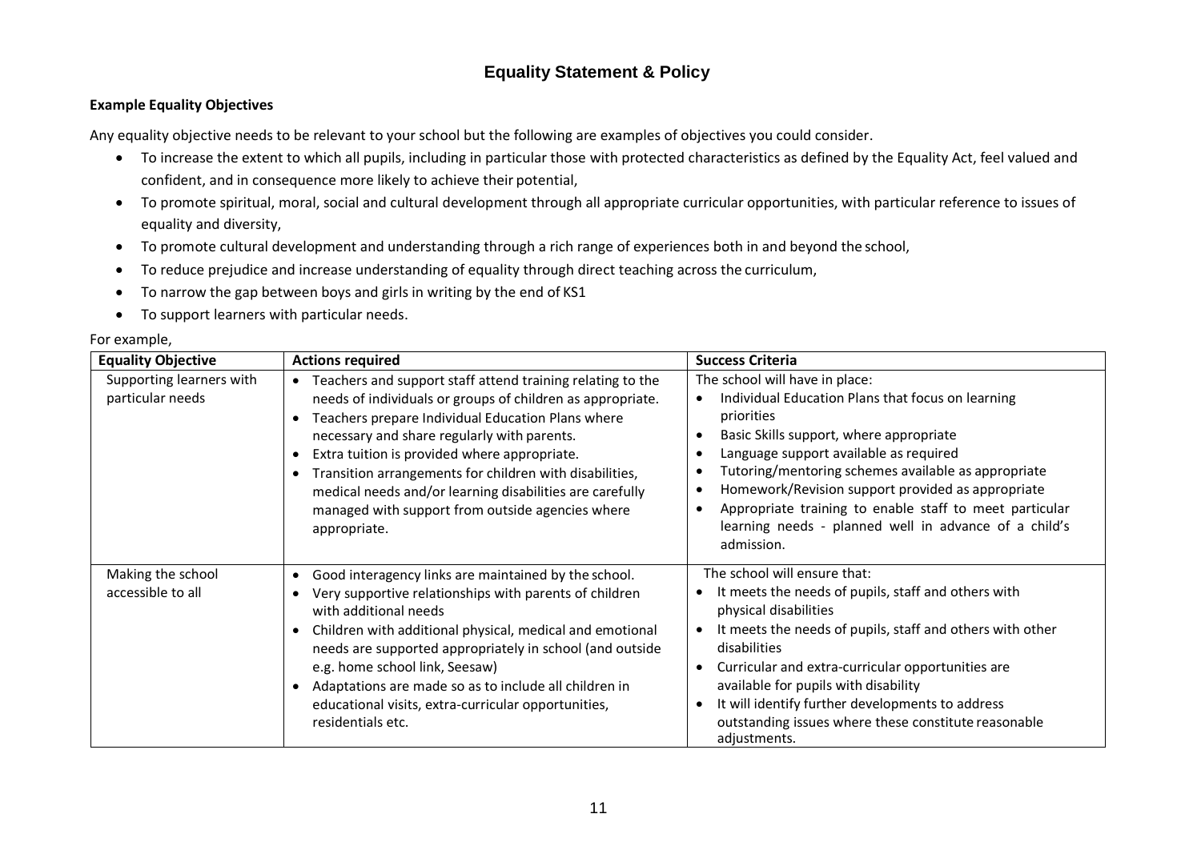## Equality Statement & Policy

**Example Equality Objectives**

Any equality objective needs to be relevant to your school but the following are examples of objectives you could consider.

- To increase the extent to which all pupils, including in particular those with protected characteristics as defined by the Equality Act, feel valued and confident, and in consequence more likely to achieve their potential,
- To promote spiritual, moral, social and cultural development through all appropriate curricular opportunities, with particular reference to issues of equality and diversity,
- To promote cultural development and understanding through a rich range of experiences both in and beyond the school,
- To reduce prejudice and increase understanding of equality through direct teaching across the curriculum,
- To narrow the gap between boys and girls in writing by the end of KS1
- To support learners with particular needs.

For example,

| Equality Objective | Actions required | Success Criteria |
|---|---|---|
| Supporting learners with particular needs | • Teachers and support staff attend training relating to the needs of individuals or groups of children as appropriate.<br>• Teachers prepare Individual Education Plans where necessary and share regularly with parents.<br>• Extra tuition is provided where appropriate.<br>• Transition arrangements for children with disabilities, medical needs and/or learning disabilities are carefully managed with support from outside agencies where appropriate. | The school will have in place:<br>• Individual Education Plans that focus on learning priorities<br>• Basic Skills support, where appropriate<br>• Language support available as required<br>• Tutoring/mentoring schemes available as appropriate<br>• Homework/Revision support provided as appropriate<br>• Appropriate training to enable staff to meet particular learning needs - planned well in advance of a child's admission. |
| Making the school accessible to all | • Good interagency links are maintained by the school.<br>• Very supportive relationships with parents of children with additional needs<br>• Children with additional physical, medical and emotional needs are supported appropriately in school (and outside e.g. home school link, Seesaw)<br>• Adaptations are made so as to include all children in educational visits, extra-curricular opportunities, residentials etc. | The school will ensure that:<br>• It meets the needs of pupils, staff and others with physical disabilities<br>• It meets the needs of pupils, staff and others with other disabilities<br>• Curricular and extra-curricular opportunities are available for pupils with disability<br>• It will identify further developments to address outstanding issues where these constitute reasonable adjustments. |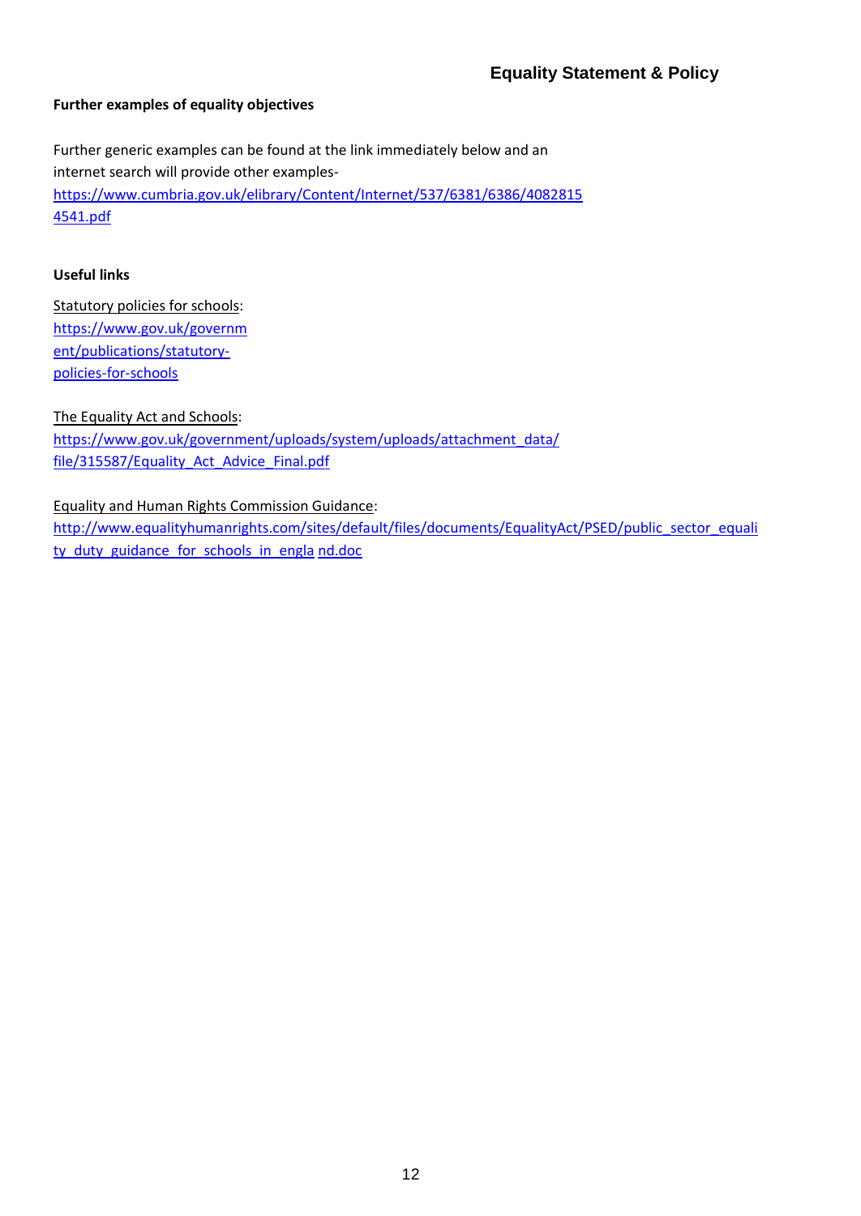**Further examples of equality objectives**

Further generic examples can be found at the link immediately below and an internet search will provide other examples-
https://www.cumbria.gov.uk/elibrary/Content/Internet/537/6381/6386/40828154541.pdf

**Useful links**

Statutory policies for schools:
https://www.gov.uk/government/publications/statutory-policies-for-schools

The Equality Act and Schools:
https://www.gov.uk/government/uploads/system/uploads/attachment_data/file/315587/Equality_Act_Advice_Final.pdf

Equality and Human Rights Commission Guidance:
http://www.equalityhumanrights.com/sites/default/files/documents/EqualityAct/PSED/public_sector_equality_duty_guidance_for_schools_in_england.doc